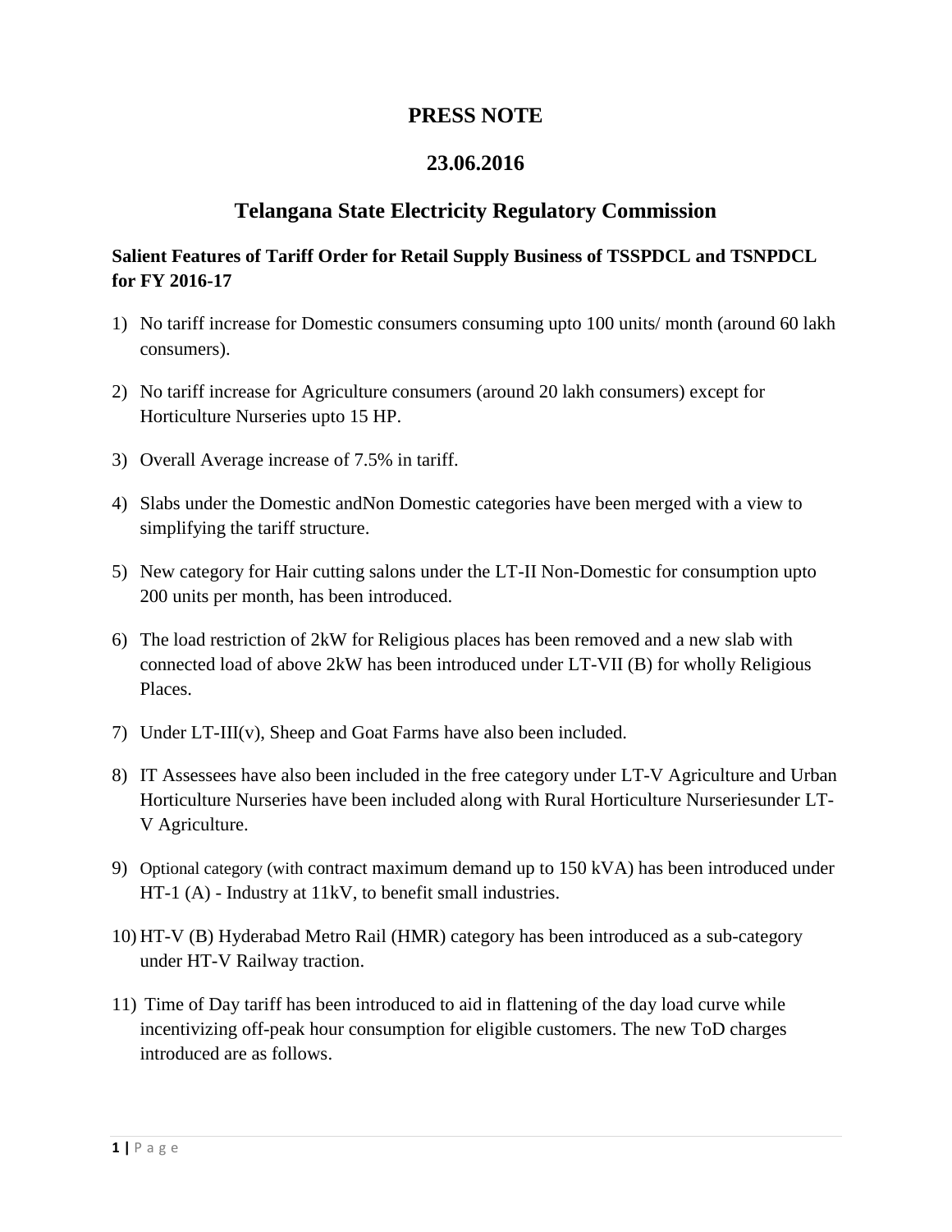# PRESS NOTE

## 23.06.2016

## Telangana State Electricity Regulatory Commission

**Salient Features of Tariff Order for Retail Supply Business of TSSPDCL and TSNPDCL for FY 2016-17**

1) No tariff increase for Domestic consumers consuming upto 100 units/ month (around 60 lakh consumers).
2) No tariff increase for Agriculture consumers (around 20 lakh consumers) except for Horticulture Nurseries upto 15 HP.
3) Overall Average increase of 7.5% in tariff.
4) Slabs under the Domestic andNon Domestic categories have been merged with a view to simplifying the tariff structure.
5) New category for Hair cutting salons under the LT-II Non-Domestic for consumption upto 200 units per month, has been introduced.
6) The load restriction of 2kW for Religious places has been removed and a new slab with connected load of above 2kW has been introduced under LT-VII (B) for wholly Religious Places.
7) Under LT-III(v), Sheep and Goat Farms have also been included.
8) IT Assessees have also been included in the free category under LT-V Agriculture and Urban Horticulture Nurseries have been included along with Rural Horticulture Nurseriesunder LT-V Agriculture.
9) Optional category (with contract maximum demand up to 150 kVA) has been introduced under HT-1 (A) - Industry at 11kV, to benefit small industries.
10) HT-V (B) Hyderabad Metro Rail (HMR) category has been introduced as a sub-category under HT-V Railway traction.
11) Time of Day tariff has been introduced to aid in flattening of the day load curve while incentivizing off-peak hour consumption for eligible customers. The new ToD charges introduced are as follows.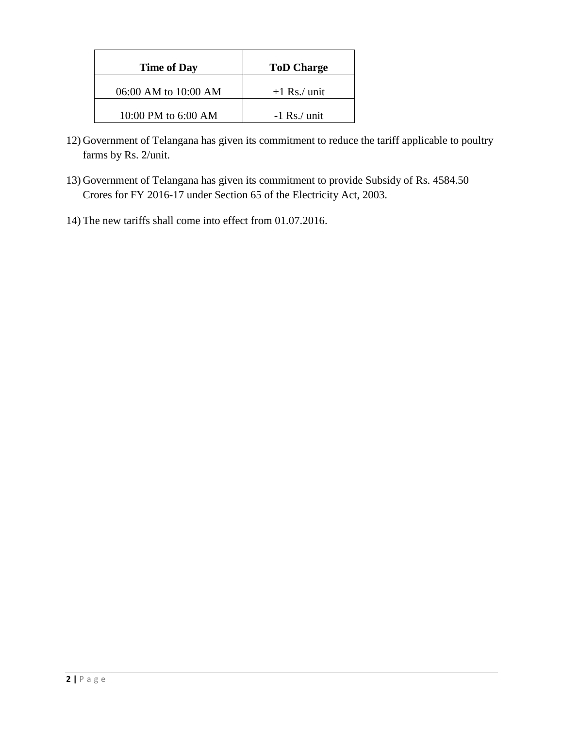| Time of Day | ToD Charge |
|---|---|
| 06:00 AM to 10:00 AM | +1 Rs./ unit |
| 10:00 PM to 6:00 AM | -1 Rs./ unit |

12) Government of Telangana has given its commitment to reduce the tariff applicable to poultry farms by Rs. 2/unit.

13) Government of Telangana has given its commitment to provide Subsidy of Rs. 4584.50 Crores for FY 2016-17 under Section 65 of the Electricity Act, 2003.

14) The new tariffs shall come into effect from 01.07.2016.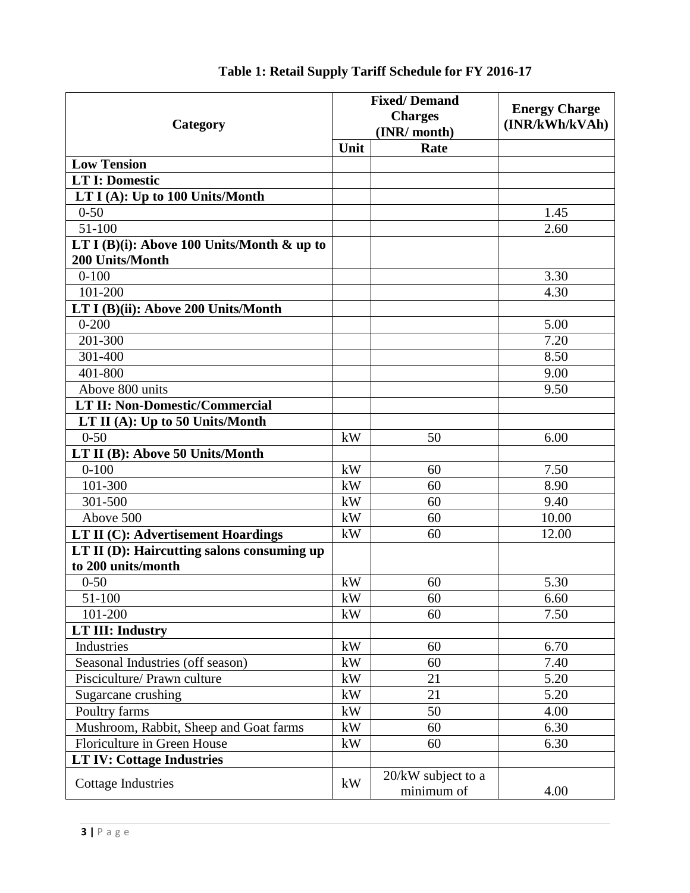**Table 1: Retail Supply Tariff Schedule for FY 2016-17**

| Category | Fixed/ Demand Charges (INR/ month) | | Energy Charge (INR/kWh/kVAh) |
|---|---|---|---|
| | Unit | Rate | |
| **Low Tension** | | | |
| **LT I: Domestic** | | | |
| **LT I (A): Up to 100 Units/Month** | | | |
| 0-50 | | | 1.45 |
| 51-100 | | | 2.60 |
| **LT I (B)(i): Above 100 Units/Month & up to 200 Units/Month** | | | |
| 0-100 | | | 3.30 |
| 101-200 | | | 4.30 |
| **LT I (B)(ii): Above 200 Units/Month** | | | |
| 0-200 | | | 5.00 |
| 201-300 | | | 7.20 |
| 301-400 | | | 8.50 |
| 401-800 | | | 9.00 |
| Above 800 units | | | 9.50 |
| **LT II: Non-Domestic/Commercial** | | | |
| **LT II (A): Up to 50 Units/Month** | | | |
| 0-50 | kW | 50 | 6.00 |
| **LT II (B): Above 50 Units/Month** | | | |
| 0-100 | kW | 60 | 7.50 |
| 101-300 | kW | 60 | 8.90 |
| 301-500 | kW | 60 | 9.40 |
| Above 500 | kW | 60 | 10.00 |
| **LT II (C): Advertisement Hoardings** | kW | 60 | 12.00 |
| **LT II (D): Haircutting salons consuming up to 200 units/month** | | | |
| 0-50 | kW | 60 | 5.30 |
| 51-100 | kW | 60 | 6.60 |
| 101-200 | kW | 60 | 7.50 |
| **LT III: Industry** | | | |
| Industries | kW | 60 | 6.70 |
| Seasonal Industries (off season) | kW | 60 | 7.40 |
| Pisciculture/ Prawn culture | kW | 21 | 5.20 |
| Sugarcane crushing | kW | 21 | 5.20 |
| Poultry farms | kW | 50 | 4.00 |
| Mushroom, Rabbit, Sheep and Goat farms | kW | 60 | 6.30 |
| Floriculture in Green House | kW | 60 | 6.30 |
| **LT IV: Cottage Industries** | | | |
| Cottage Industries | kW | 20/kW subject to a minimum of | 4.00 |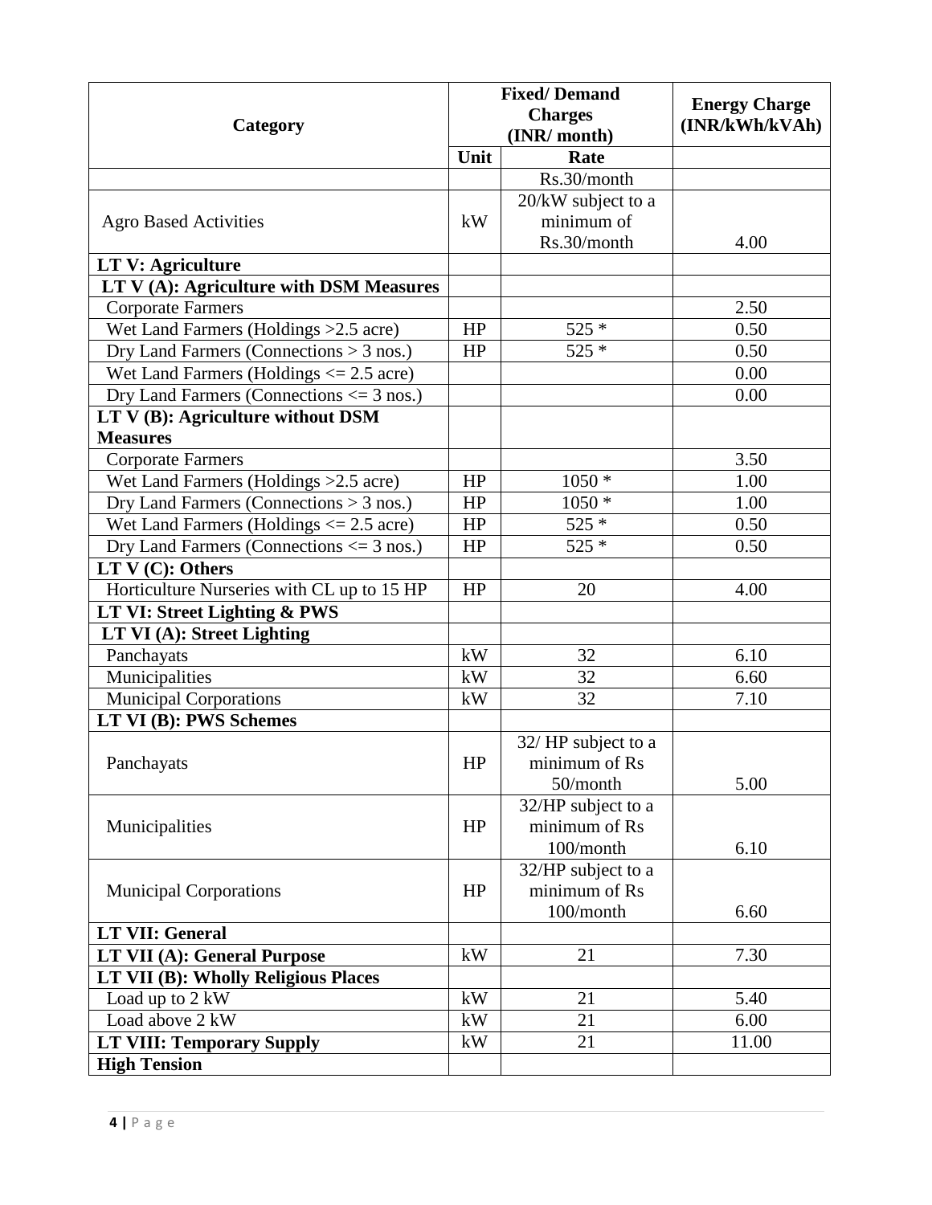| Category | Fixed/ Demand Charges (INR/ month) | | Energy Charge (INR/kWh/kVAh) |
|---|---|---|---|
| | Unit | Rate | |
| | | Rs.30/month | |
| Agro Based Activities | kW | 20/kW subject to a minimum of Rs.30/month | 4.00 |
| **LT V: Agriculture** | | | |
| **LT V (A): Agriculture with DSM Measures** | | | |
| Corporate Farmers | | | 2.50 |
| Wet Land Farmers (Holdings >2.5 acre) | HP | 525 * | 0.50 |
| Dry Land Farmers (Connections > 3 nos.) | HP | 525 * | 0.50 |
| Wet Land Farmers (Holdings <= 2.5 acre) | | | 0.00 |
| Dry Land Farmers (Connections <= 3 nos.) | | | 0.00 |
| **LT V (B): Agriculture without DSM Measures** | | | |
| Corporate Farmers | | | 3.50 |
| Wet Land Farmers (Holdings >2.5 acre) | HP | 1050 * | 1.00 |
| Dry Land Farmers (Connections > 3 nos.) | HP | 1050 * | 1.00 |
| Wet Land Farmers (Holdings <= 2.5 acre) | HP | 525 * | 0.50 |
| Dry Land Farmers (Connections <= 3 nos.) | HP | 525 * | 0.50 |
| **LT V (C): Others** | | | |
| Horticulture Nurseries with CL up to 15 HP | HP | 20 | 4.00 |
| **LT VI: Street Lighting & PWS** | | | |
| **LT VI (A): Street Lighting** | | | |
| Panchayats | kW | 32 | 6.10 |
| Municipalities | kW | 32 | 6.60 |
| Municipal Corporations | kW | 32 | 7.10 |
| **LT VI (B): PWS Schemes** | | | |
| Panchayats | HP | 32/ HP subject to a minimum of Rs 50/month | 5.00 |
| Municipalities | HP | 32/HP subject to a minimum of Rs 100/month | 6.10 |
| Municipal Corporations | HP | 32/HP subject to a minimum of Rs 100/month | 6.60 |
| **LT VII: General** | | | |
| **LT VII (A): General Purpose** | kW | 21 | 7.30 |
| **LT VII (B): Wholly Religious Places** | | | |
| Load up to 2 kW | kW | 21 | 5.40 |
| Load above 2 kW | kW | 21 | 6.00 |
| **LT VIII: Temporary Supply** | kW | 21 | 11.00 |
| **High Tension** | | | |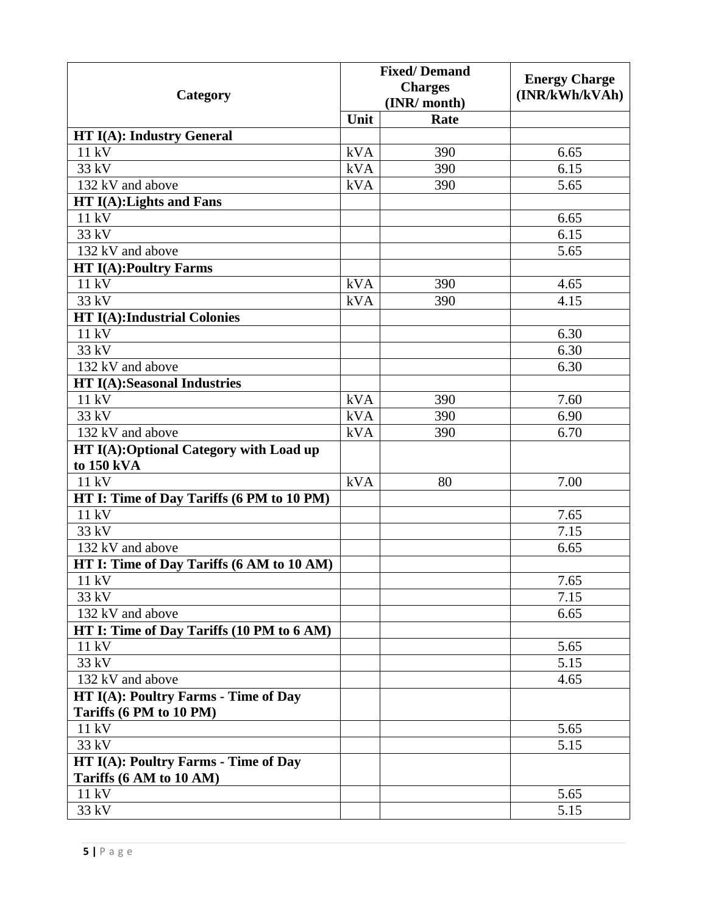| Category | Fixed/ Demand Charges (INR/ month) | | Energy Charge (INR/kWh/kVAh) |
|---|---|---|---|
| | Unit | Rate | |
| **HT I(A): Industry General** | | | |
| 11 kV | kVA | 390 | 6.65 |
| 33 kV | kVA | 390 | 6.15 |
| 132 kV and above | kVA | 390 | 5.65 |
| **HT I(A):Lights and Fans** | | | |
| 11 kV | | | 6.65 |
| 33 kV | | | 6.15 |
| 132 kV and above | | | 5.65 |
| **HT I(A):Poultry Farms** | | | |
| 11 kV | kVA | 390 | 4.65 |
| 33 kV | kVA | 390 | 4.15 |
| **HT I(A):Industrial Colonies** | | | |
| 11 kV | | | 6.30 |
| 33 kV | | | 6.30 |
| 132 kV and above | | | 6.30 |
| **HT I(A):Seasonal Industries** | | | |
| 11 kV | kVA | 390 | 7.60 |
| 33 kV | kVA | 390 | 6.90 |
| 132 kV and above | kVA | 390 | 6.70 |
| **HT I(A):Optional Category with Load up to 150 kVA** | | | |
| 11 kV | kVA | 80 | 7.00 |
| **HT I: Time of Day Tariffs (6 PM to 10 PM)** | | | |
| 11 kV | | | 7.65 |
| 33 kV | | | 7.15 |
| 132 kV and above | | | 6.65 |
| **HT I: Time of Day Tariffs (6 AM to 10 AM)** | | | |
| 11 kV | | | 7.65 |
| 33 kV | | | 7.15 |
| 132 kV and above | | | 6.65 |
| **HT I: Time of Day Tariffs (10 PM to 6 AM)** | | | |
| 11 kV | | | 5.65 |
| 33 kV | | | 5.15 |
| 132 kV and above | | | 4.65 |
| **HT I(A): Poultry Farms - Time of Day Tariffs (6 PM to 10 PM)** | | | |
| 11 kV | | | 5.65 |
| 33 kV | | | 5.15 |
| **HT I(A): Poultry Farms - Time of Day Tariffs (6 AM to 10 AM)** | | | |
| 11 kV | | | 5.65 |
| 33 kV | | | 5.15 |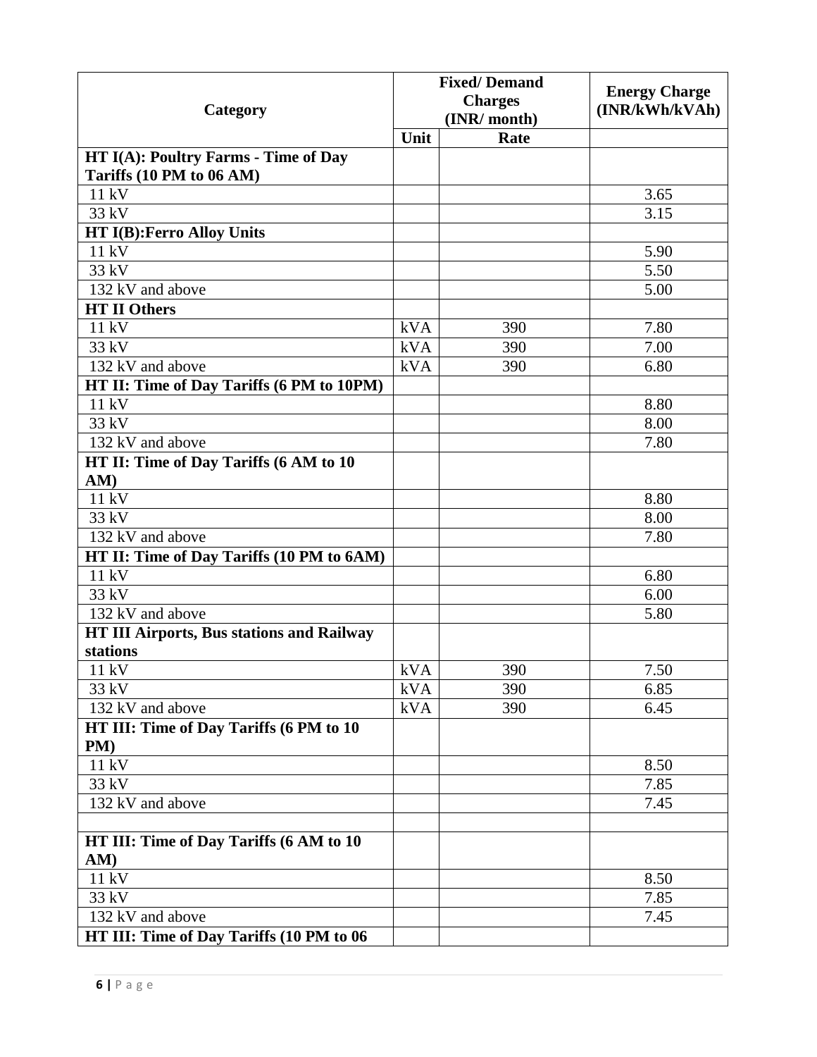| Category | Fixed/ Demand Charges (INR/ month) | | Energy Charge (INR/kWh/kVAh) |
|---|---|---|---|
| | Unit | Rate | |
| **HT I(A): Poultry Farms - Time of Day Tariffs (10 PM to 06 AM)** | | | |
| 11 kV | | | 3.65 |
| 33 kV | | | 3.15 |
| **HT I(B):Ferro Alloy Units** | | | |
| 11 kV | | | 5.90 |
| 33 kV | | | 5.50 |
| 132 kV and above | | | 5.00 |
| **HT II Others** | | | |
| 11 kV | kVA | 390 | 7.80 |
| 33 kV | kVA | 390 | 7.00 |
| 132 kV and above | kVA | 390 | 6.80 |
| **HT II: Time of Day Tariffs (6 PM to 10PM)** | | | |
| 11 kV | | | 8.80 |
| 33 kV | | | 8.00 |
| 132 kV and above | | | 7.80 |
| **HT II: Time of Day Tariffs (6 AM to 10 AM)** | | | |
| 11 kV | | | 8.80 |
| 33 kV | | | 8.00 |
| 132 kV and above | | | 7.80 |
| **HT II: Time of Day Tariffs (10 PM to 6AM)** | | | |
| 11 kV | | | 6.80 |
| 33 kV | | | 6.00 |
| 132 kV and above | | | 5.80 |
| **HT III Airports, Bus stations and Railway stations** | | | |
| 11 kV | kVA | 390 | 7.50 |
| 33 kV | kVA | 390 | 6.85 |
| 132 kV and above | kVA | 390 | 6.45 |
| **HT III: Time of Day Tariffs (6 PM to 10 PM)** | | | |
| 11 kV | | | 8.50 |
| 33 kV | | | 7.85 |
| 132 kV and above | | | 7.45 |
| | | | |
| **HT III: Time of Day Tariffs (6 AM to 10 AM)** | | | |
| 11 kV | | | 8.50 |
| 33 kV | | | 7.85 |
| 132 kV and above | | | 7.45 |
| **HT III: Time of Day Tariffs (10 PM to 06** | | | |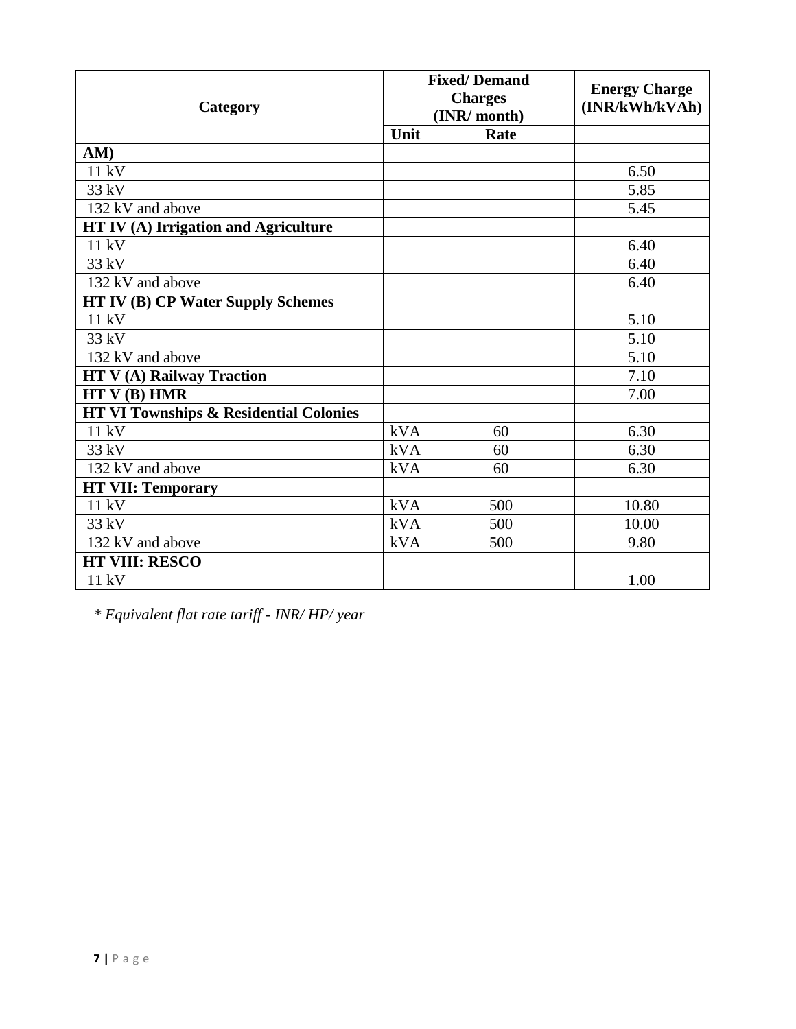| Category | Fixed/ Demand Charges (INR/ month) | | Energy Charge (INR/kWh/kVAh) |
|---|---|---|---|
| | Unit | Rate | |
| **AM)** | | | |
| 11 kV | | | 6.50 |
| 33 kV | | | 5.85 |
| 132 kV and above | | | 5.45 |
| **HT IV (A) Irrigation and Agriculture** | | | |
| 11 kV | | | 6.40 |
| 33 kV | | | 6.40 |
| 132 kV and above | | | 6.40 |
| **HT IV (B) CP Water Supply Schemes** | | | |
| 11 kV | | | 5.10 |
| 33 kV | | | 5.10 |
| 132 kV and above | | | 5.10 |
| **HT V (A) Railway Traction** | | | 7.10 |
| **HT V (B) HMR** | | | 7.00 |
| **HT VI Townships & Residential Colonies** | | | |
| 11 kV | kVA | 60 | 6.30 |
| 33 kV | kVA | 60 | 6.30 |
| 132 kV and above | kVA | 60 | 6.30 |
| **HT VII: Temporary** | | | |
| 11 kV | kVA | 500 | 10.80 |
| 33 kV | kVA | 500 | 10.00 |
| 132 kV and above | kVA | 500 | 9.80 |
| **HT VIII: RESCO** | | | |
| 11 kV | | | 1.00 |

*\* Equivalent flat rate tariff - INR/ HP/ year*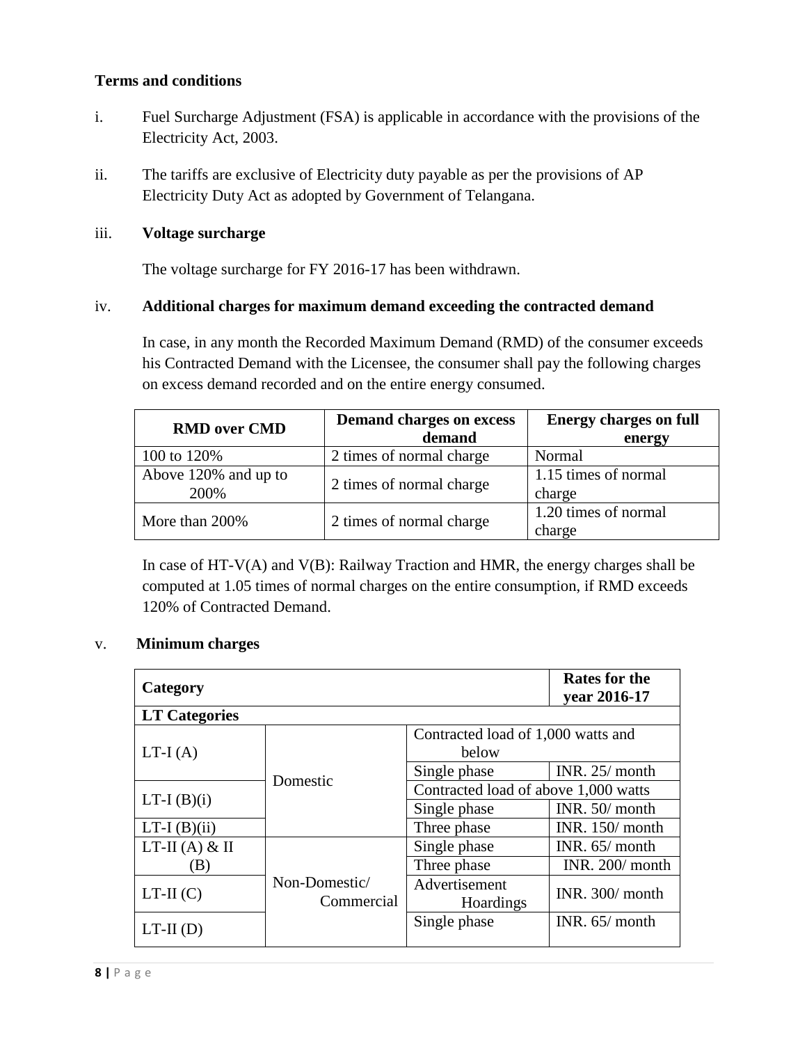**Terms and conditions**

i. Fuel Surcharge Adjustment (FSA) is applicable in accordance with the provisions of the Electricity Act, 2003.

ii. The tariffs are exclusive of Electricity duty payable as per the provisions of AP Electricity Duty Act as adopted by Government of Telangana.

iii. **Voltage surcharge**

The voltage surcharge for FY 2016-17 has been withdrawn.

iv. **Additional charges for maximum demand exceeding the contracted demand**

In case, in any month the Recorded Maximum Demand (RMD) of the consumer exceeds his Contracted Demand with the Licensee, the consumer shall pay the following charges on excess demand recorded and on the entire energy consumed.

| RMD over CMD | Demand charges on excess demand | Energy charges on full energy |
|---|---|---|
| 100 to 120% | 2 times of normal charge | Normal |
| Above 120% and up to 200% | 2 times of normal charge | 1.15 times of normal charge |
| More than 200% | 2 times of normal charge | 1.20 times of normal charge |

In case of HT-V(A) and V(B): Railway Traction and HMR, the energy charges shall be computed at 1.05 times of normal charges on the entire consumption, if RMD exceeds 120% of Contracted Demand.

v. **Minimum charges**

| Category | | | Rates for the year 2016-17 |
|---|---|---|---|
| **LT Categories** | | | |
| LT-I (A) | Domestic | Contracted load of 1,000 watts and below | |
| | | Single phase | INR. 25/ month |
| LT-I (B)(i) | | Contracted load of above 1,000 watts | |
| | | Single phase | INR. 50/ month |
| LT-I (B)(ii) | | Three phase | INR. 150/ month |
| LT-II (A) & II (B) | Non-Domestic/ Commercial | Single phase | INR. 65/ month |
| | | Three phase | INR. 200/ month |
| LT-II (C) | | Advertisement Hoardings | INR. 300/ month |
| LT-II (D) | | Single phase | INR. 65/ month |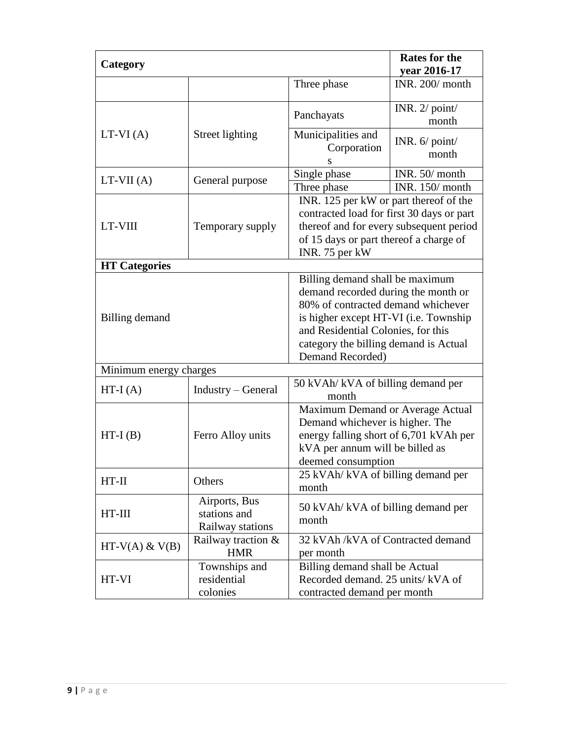| Category | | | Rates for the year 2016-17 |
|---|---|---|---|
| | | Three phase | INR. 200/ month |
| LT-VI (A) | Street lighting | Panchayats | INR. 2/ point/ month |
| | | Municipalities and Corporations | INR. 6/ point/ month |
| LT-VII (A) | General purpose | Single phase | INR. 50/ month |
| | | Three phase | INR. 150/ month |
| LT-VIII | Temporary supply | INR. 125 per kW or part thereof of the contracted load for first 30 days or part thereof and for every subsequent period of 15 days or part thereof a charge of INR. 75 per kW | |
| **HT Categories** | | | |
| Billing demand | | Billing demand shall be maximum demand recorded during the month or 80% of contracted demand whichever is higher except HT-VI (i.e. Township and Residential Colonies, for this category the billing demand is Actual Demand Recorded) | |
| Minimum energy charges | | | |
| HT-I (A) | Industry – General | 50 kVAh/ kVA of billing demand per month | |
| HT-I (B) | Ferro Alloy units | Maximum Demand or Average Actual Demand whichever is higher. The energy falling short of 6,701 kVAh per kVA per annum will be billed as deemed consumption | |
| HT-II | Others | 25 kVAh/ kVA of billing demand per month | |
| HT-III | Airports, Bus stations and Railway stations | 50 kVAh/ kVA of billing demand per month | |
| HT-V(A) & V(B) | Railway traction & HMR | 32 kVAh /kVA of Contracted demand per month | |
| HT-VI | Townships and residential colonies | Billing demand shall be Actual Recorded demand. 25 units/ kVA of contracted demand per month | |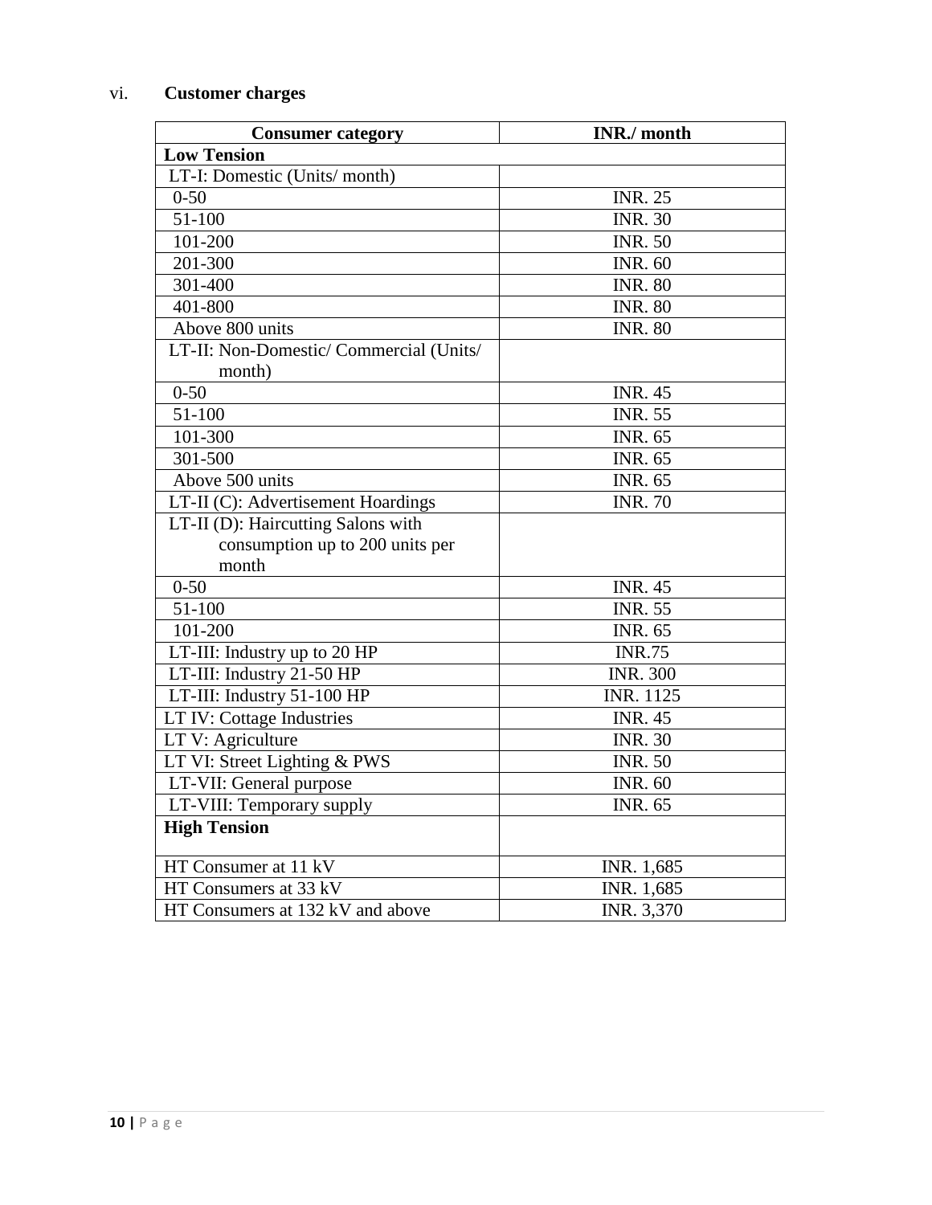vi. **Customer charges**

| Consumer category | INR./ month |
|---|---|
| **Low Tension** | |
| LT-I: Domestic (Units/ month) | |
| 0-50 | INR. 25 |
| 51-100 | INR. 30 |
| 101-200 | INR. 50 |
| 201-300 | INR. 60 |
| 301-400 | INR. 80 |
| 401-800 | INR. 80 |
| Above 800 units | INR. 80 |
| LT-II: Non-Domestic/ Commercial (Units/ month) | |
| 0-50 | INR. 45 |
| 51-100 | INR. 55 |
| 101-300 | INR. 65 |
| 301-500 | INR. 65 |
| Above 500 units | INR. 65 |
| LT-II (C): Advertisement Hoardings | INR. 70 |
| LT-II (D): Haircutting Salons with consumption up to 200 units per month | |
| 0-50 | INR. 45 |
| 51-100 | INR. 55 |
| 101-200 | INR. 65 |
| LT-III: Industry up to 20 HP | INR.75 |
| LT-III: Industry 21-50 HP | INR. 300 |
| LT-III: Industry 51-100 HP | INR. 1125 |
| LT IV: Cottage Industries | INR. 45 |
| LT V: Agriculture | INR. 30 |
| LT VI: Street Lighting & PWS | INR. 50 |
| LT-VII: General purpose | INR. 60 |
| LT-VIII: Temporary supply | INR. 65 |
| **High Tension** | |
| HT Consumer at 11 kV | INR. 1,685 |
| HT Consumers at 33 kV | INR. 1,685 |
| HT Consumers at 132 kV and above | INR. 3,370 |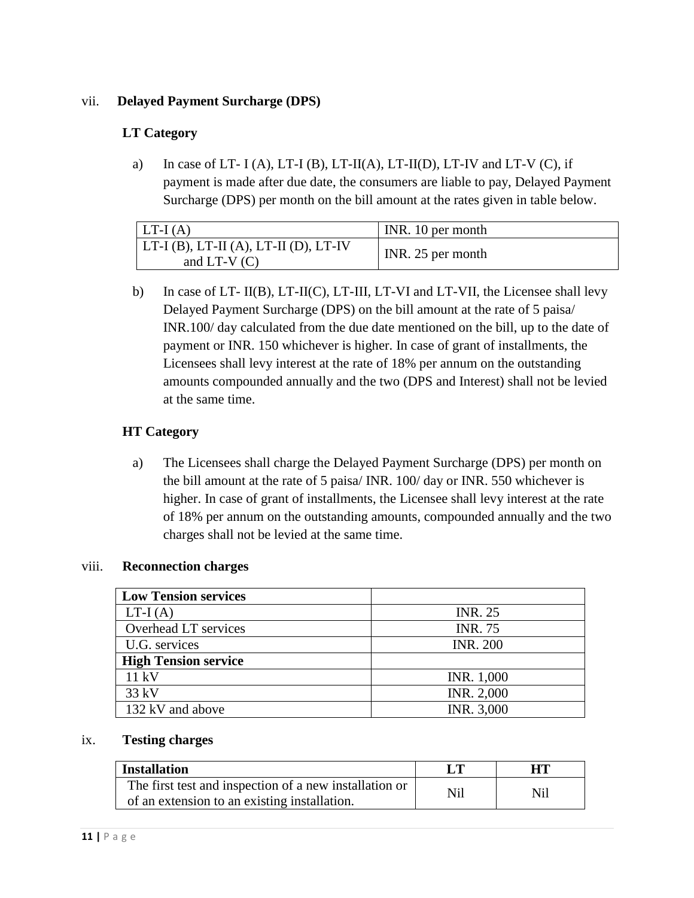vii. **Delayed Payment Surcharge (DPS)**

**LT Category**

a) In case of LT- I (A), LT-I (B), LT-II(A), LT-II(D), LT-IV and LT-V (C), if payment is made after due date, the consumers are liable to pay, Delayed Payment Surcharge (DPS) per month on the bill amount at the rates given in table below.

| | |
|---|---|
| LT-I (A) | INR. 10 per month |
| LT-I (B), LT-II (A), LT-II (D), LT-IV and LT-V (C) | INR. 25 per month |

b) In case of LT- II(B), LT-II(C), LT-III, LT-VI and LT-VII, the Licensee shall levy Delayed Payment Surcharge (DPS) on the bill amount at the rate of 5 paisa/ INR.100/ day calculated from the due date mentioned on the bill, up to the date of payment or INR. 150 whichever is higher. In case of grant of installments, the Licensees shall levy interest at the rate of 18% per annum on the outstanding amounts compounded annually and the two (DPS and Interest) shall not be levied at the same time.

**HT Category**

a) The Licensees shall charge the Delayed Payment Surcharge (DPS) per month on the bill amount at the rate of 5 paisa/ INR. 100/ day or INR. 550 whichever is higher. In case of grant of installments, the Licensee shall levy interest at the rate of 18% per annum on the outstanding amounts, compounded annually and the two charges shall not be levied at the same time.

viii. **Reconnection charges**

| **Low Tension services** | |
|---|---|
| LT-I (A) | INR. 25 |
| Overhead LT services | INR. 75 |
| U.G. services | INR. 200 |
| **High Tension service** | |
| 11 kV | INR. 1,000 |
| 33 kV | INR. 2,000 |
| 132 kV and above | INR. 3,000 |

ix. **Testing charges**

| **Installation** | **LT** | **HT** |
|---|---|---|
| The first test and inspection of a new installation or of an extension to an existing installation. | Nil | Nil |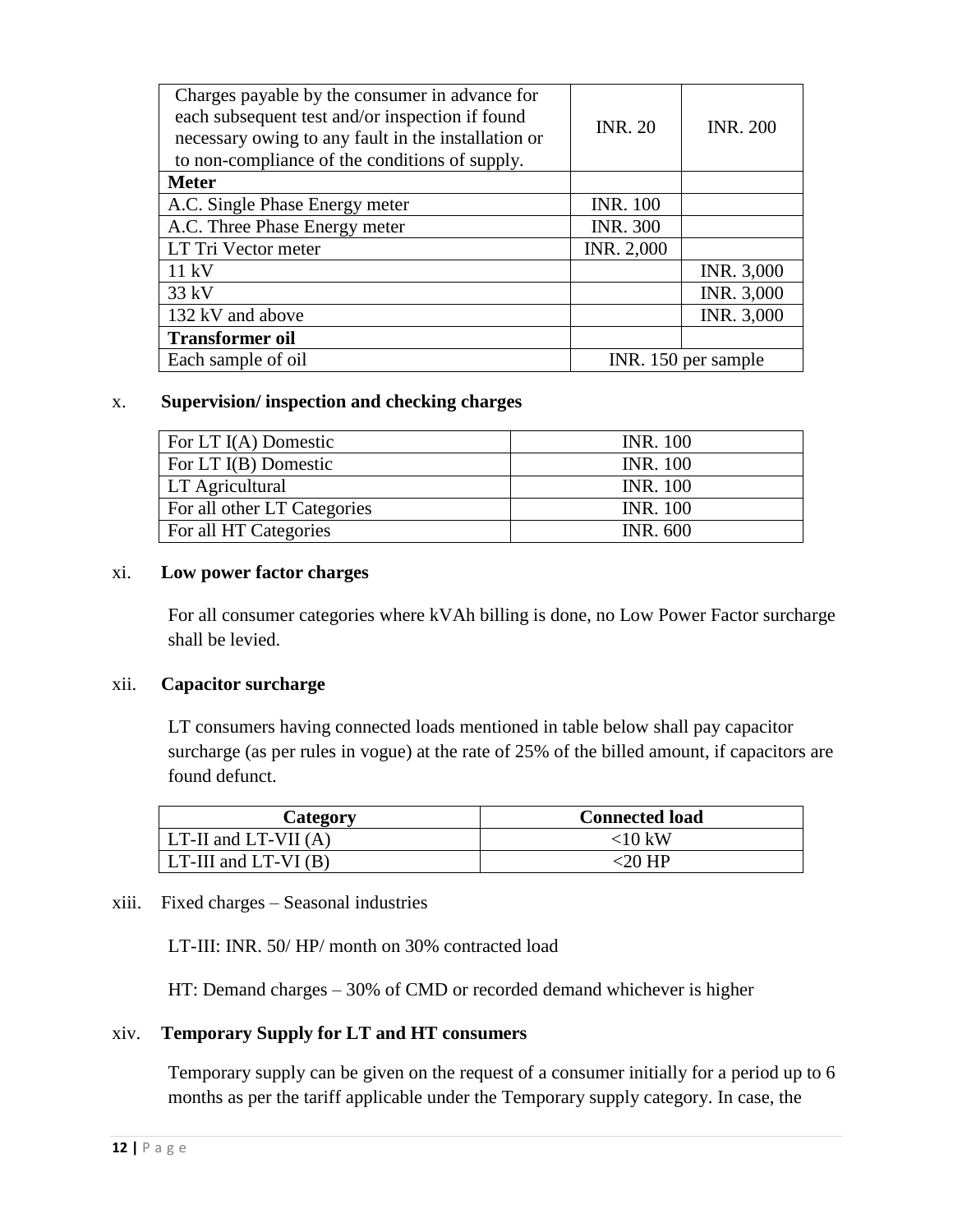| | | |
|---|---|---|
| Charges payable by the consumer in advance for each subsequent test and/or inspection if found necessary owing to any fault in the installation or to non-compliance of the conditions of supply. | INR. 20 | INR. 200 |
| **Meter** | | |
| A.C. Single Phase Energy meter | INR. 100 | |
| A.C. Three Phase Energy meter | INR. 300 | |
| LT Tri Vector meter | INR. 2,000 | |
| 11 kV | | INR. 3,000 |
| 33 kV | | INR. 3,000 |
| 132 kV and above | | INR. 3,000 |
| **Transformer oil** | | |
| Each sample of oil | INR. 150 per sample | |

x. **Supervision/ inspection and checking charges**

| | |
|---|---|
| For LT I(A) Domestic | INR. 100 |
| For LT I(B) Domestic | INR. 100 |
| LT Agricultural | INR. 100 |
| For all other LT Categories | INR. 100 |
| For all HT Categories | INR. 600 |

xi. **Low power factor charges**

For all consumer categories where kVAh billing is done, no Low Power Factor surcharge shall be levied.

xii. **Capacitor surcharge**

LT consumers having connected loads mentioned in table below shall pay capacitor surcharge (as per rules in vogue) at the rate of 25% of the billed amount, if capacitors are found defunct.

| Category | Connected load |
|---|---|
| LT-II and LT-VII (A) | <10 kW |
| LT-III and LT-VI (B) | <20 HP |

xiii. Fixed charges – Seasonal industries

LT-III: INR. 50/ HP/ month on 30% contracted load

HT: Demand charges – 30% of CMD or recorded demand whichever is higher

xiv. **Temporary Supply for LT and HT consumers**

Temporary supply can be given on the request of a consumer initially for a period up to 6 months as per the tariff applicable under the Temporary supply category. In case, the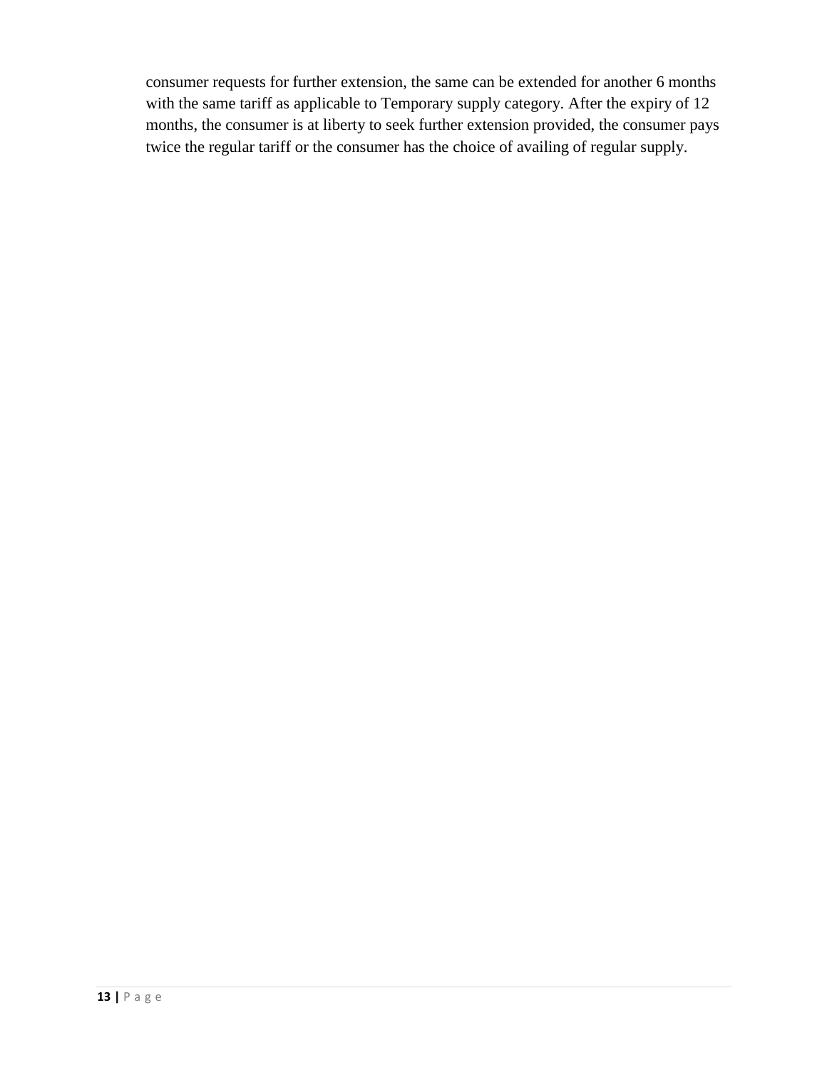consumer requests for further extension, the same can be extended for another 6 months with the same tariff as applicable to Temporary supply category. After the expiry of 12 months, the consumer is at liberty to seek further extension provided, the consumer pays twice the regular tariff or the consumer has the choice of availing of regular supply.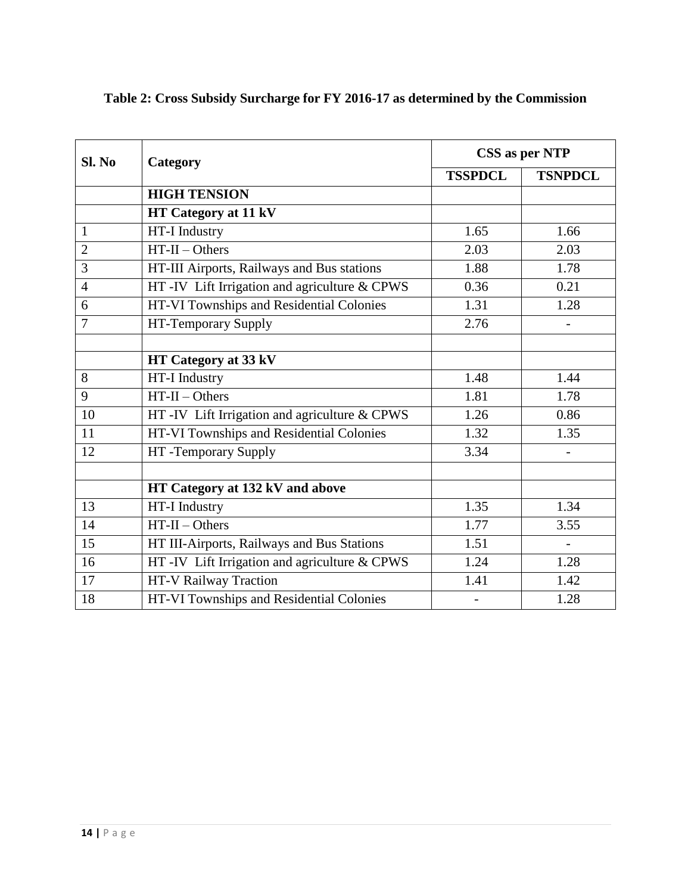**Table 2: Cross Subsidy Surcharge for FY 2016-17 as determined by the Commission**

| Sl. No | Category | CSS as per NTP | |
|---|---|---|---|
| | | **TSSPDCL** | **TSNPDCL** |
| | **HIGH TENSION** | | |
| | **HT Category at 11 kV** | | |
| 1 | HT-I Industry | 1.65 | 1.66 |
| 2 | HT-II – Others | 2.03 | 2.03 |
| 3 | HT-III Airports, Railways and Bus stations | 1.88 | 1.78 |
| 4 | HT -IV Lift Irrigation and agriculture & CPWS | 0.36 | 0.21 |
| 6 | HT-VI Townships and Residential Colonies | 1.31 | 1.28 |
| 7 | HT-Temporary Supply | 2.76 | - |
| | | | |
| | **HT Category at 33 kV** | | |
| 8 | HT-I Industry | 1.48 | 1.44 |
| 9 | HT-II – Others | 1.81 | 1.78 |
| 10 | HT -IV Lift Irrigation and agriculture & CPWS | 1.26 | 0.86 |
| 11 | HT-VI Townships and Residential Colonies | 1.32 | 1.35 |
| 12 | HT -Temporary Supply | 3.34 | - |
| | | | |
| | **HT Category at 132 kV and above** | | |
| 13 | HT-I Industry | 1.35 | 1.34 |
| 14 | HT-II – Others | 1.77 | 3.55 |
| 15 | HT III-Airports, Railways and Bus Stations | 1.51 | - |
| 16 | HT -IV Lift Irrigation and agriculture & CPWS | 1.24 | 1.28 |
| 17 | HT-V Railway Traction | 1.41 | 1.42 |
| 18 | HT-VI Townships and Residential Colonies | - | 1.28 |